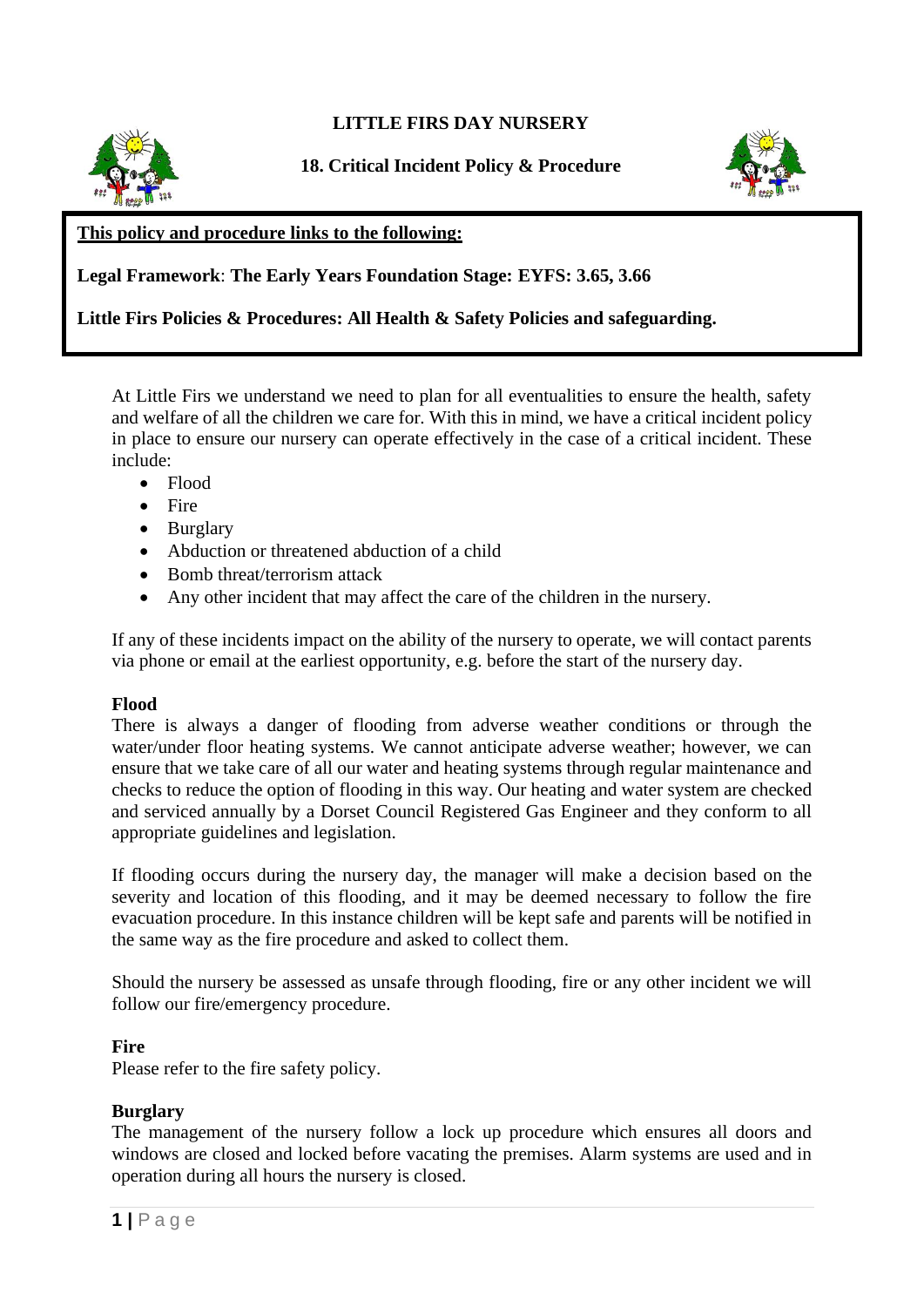# LITTLE FIRS DAY NURSERY

## 18. Critical Incident Policy & Procedure

**This policy and procedure links to the following:**

**Legal Framework**: **The Early Years Foundation Stage: EYFS: 3.65, 3.66**

**Little Firs Policies & Procedures: All Health & Safety Policies and safeguarding.**

At Little Firs we understand we need to plan for all eventualities to ensure the health, safety and welfare of all the children we care for. With this in mind, we have a critical incident policy in place to ensure our nursery can operate effectively in the case of a critical incident. These include:

- Flood
- Fire
- Burglary
- Abduction or threatened abduction of a child
- Bomb threat/terrorism attack
- Any other incident that may affect the care of the children in the nursery.

If any of these incidents impact on the ability of the nursery to operate, we will contact parents via phone or email at the earliest opportunity, e.g. before the start of the nursery day.

**Flood**

There is always a danger of flooding from adverse weather conditions or through the water/under floor heating systems. We cannot anticipate adverse weather; however, we can ensure that we take care of all our water and heating systems through regular maintenance and checks to reduce the option of flooding in this way. Our heating and water system are checked and serviced annually by a Dorset Council Registered Gas Engineer and they conform to all appropriate guidelines and legislation.

If flooding occurs during the nursery day, the manager will make a decision based on the severity and location of this flooding, and it may be deemed necessary to follow the fire evacuation procedure. In this instance children will be kept safe and parents will be notified in the same way as the fire procedure and asked to collect them.

Should the nursery be assessed as unsafe through flooding, fire or any other incident we will follow our fire/emergency procedure.

**Fire**

Please refer to the fire safety policy.

**Burglary**

The management of the nursery follow a lock up procedure which ensures all doors and windows are closed and locked before vacating the premises. Alarm systems are used and in operation during all hours the nursery is closed.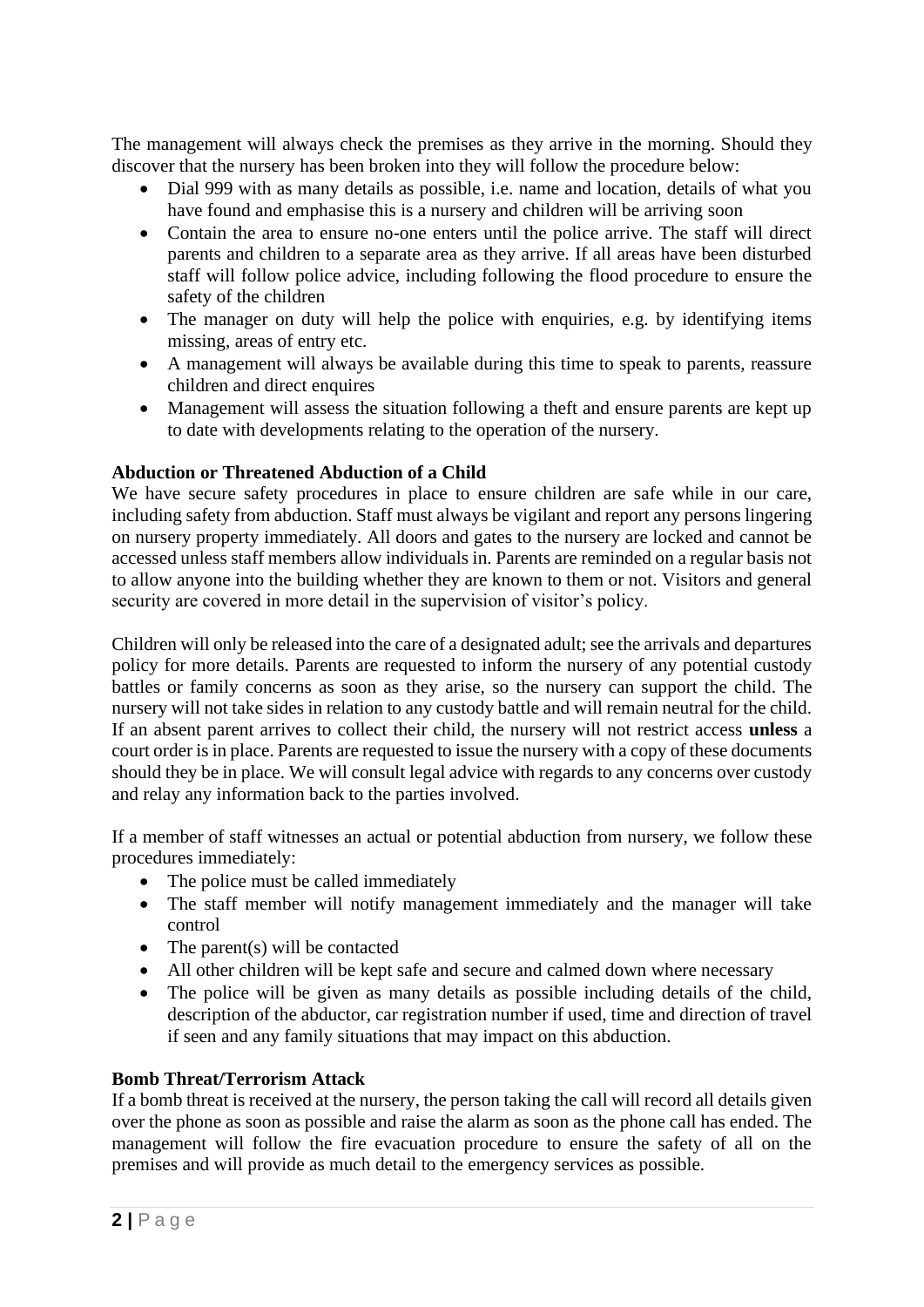The management will always check the premises as they arrive in the morning. Should they discover that the nursery has been broken into they will follow the procedure below:

- Dial 999 with as many details as possible, i.e. name and location, details of what you have found and emphasise this is a nursery and children will be arriving soon
- Contain the area to ensure no-one enters until the police arrive. The staff will direct parents and children to a separate area as they arrive. If all areas have been disturbed staff will follow police advice, including following the flood procedure to ensure the safety of the children
- The manager on duty will help the police with enquiries, e.g. by identifying items missing, areas of entry etc.
- A management will always be available during this time to speak to parents, reassure children and direct enquires
- Management will assess the situation following a theft and ensure parents are kept up to date with developments relating to the operation of the nursery.

**Abduction or Threatened Abduction of a Child**

We have secure safety procedures in place to ensure children are safe while in our care, including safety from abduction. Staff must always be vigilant and report any persons lingering on nursery property immediately. All doors and gates to the nursery are locked and cannot be accessed unless staff members allow individuals in. Parents are reminded on a regular basis not to allow anyone into the building whether they are known to them or not. Visitors and general security are covered in more detail in the supervision of visitor's policy.

Children will only be released into the care of a designated adult; see the arrivals and departures policy for more details. Parents are requested to inform the nursery of any potential custody battles or family concerns as soon as they arise, so the nursery can support the child. The nursery will not take sides in relation to any custody battle and will remain neutral for the child. If an absent parent arrives to collect their child, the nursery will not restrict access **unless** a court order is in place. Parents are requested to issue the nursery with a copy of these documents should they be in place. We will consult legal advice with regards to any concerns over custody and relay any information back to the parties involved.

If a member of staff witnesses an actual or potential abduction from nursery, we follow these procedures immediately:

- The police must be called immediately
- The staff member will notify management immediately and the manager will take control
- The parent(s) will be contacted
- All other children will be kept safe and secure and calmed down where necessary
- The police will be given as many details as possible including details of the child, description of the abductor, car registration number if used, time and direction of travel if seen and any family situations that may impact on this abduction.

**Bomb Threat/Terrorism Attack**

If a bomb threat is received at the nursery, the person taking the call will record all details given over the phone as soon as possible and raise the alarm as soon as the phone call has ended. The management will follow the fire evacuation procedure to ensure the safety of all on the premises and will provide as much detail to the emergency services as possible.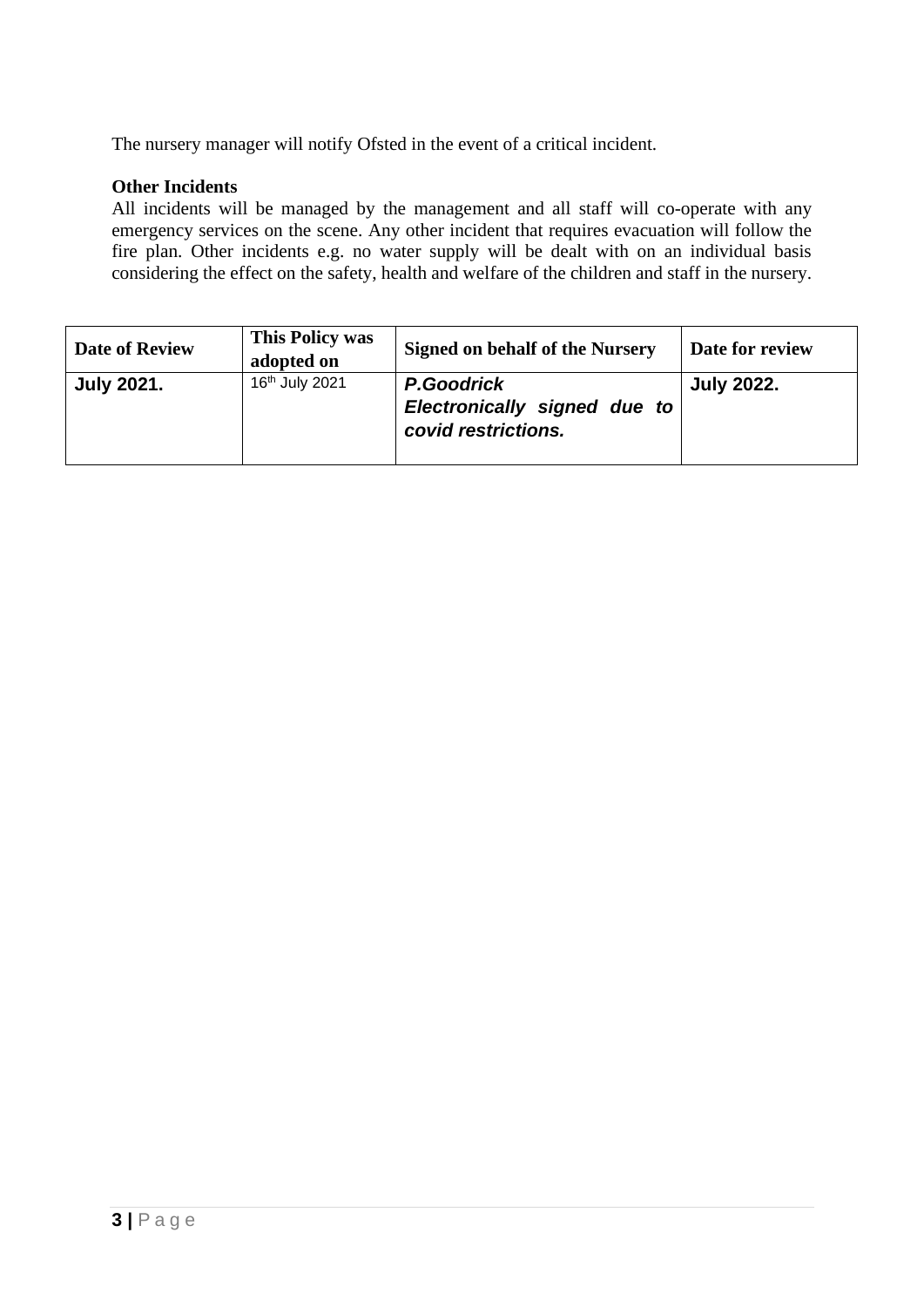The nursery manager will notify Ofsted in the event of a critical incident.

**Other Incidents**

All incidents will be managed by the management and all staff will co-operate with any emergency services on the scene. Any other incident that requires evacuation will follow the fire plan. Other incidents e.g. no water supply will be dealt with on an individual basis considering the effect on the safety, health and welfare of the children and staff in the nursery.

| Date of Review | This Policy was adopted on | Signed on behalf of the Nursery | Date for review |
|---|---|---|---|
| **July 2021.** | 16th July 2021 | ***P.Goodrick Electronically signed due to covid restrictions.*** | **July 2022.** |